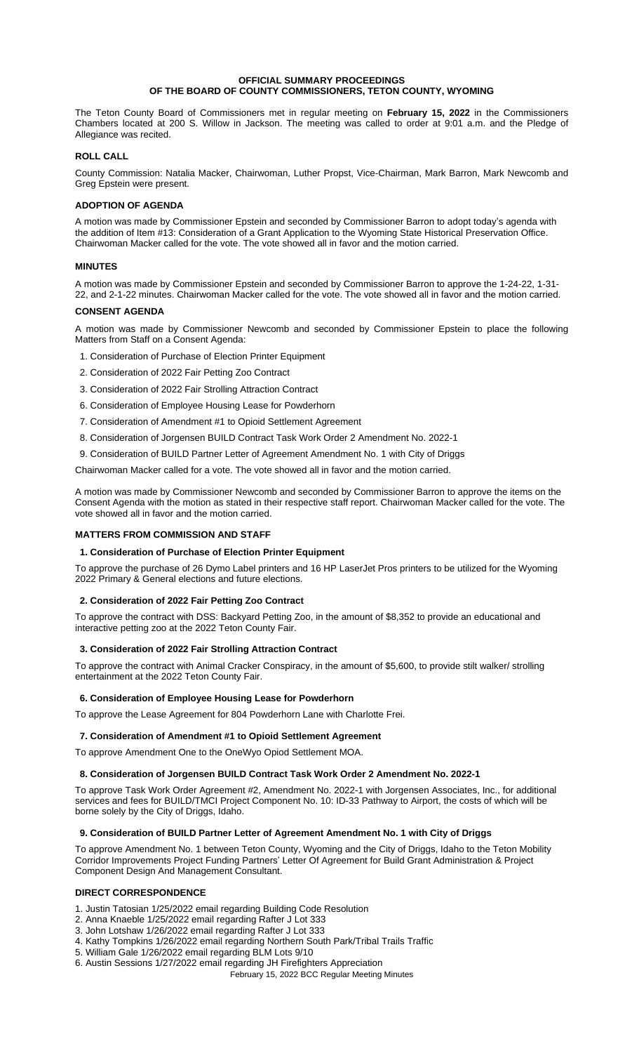**OFFICIAL SUMMARY PROCEEDINGS**
**OF THE BOARD OF COUNTY COMMISSIONERS, TETON COUNTY, WYOMING**

The Teton County Board of Commissioners met in regular meeting on **February 15, 2022** in the Commissioners Chambers located at 200 S. Willow in Jackson. The meeting was called to order at 9:01 a.m. and the Pledge of Allegiance was recited.

**ROLL CALL**

County Commission: Natalia Macker, Chairwoman, Luther Propst, Vice-Chairman, Mark Barron, Mark Newcomb and Greg Epstein were present.

**ADOPTION OF AGENDA**

A motion was made by Commissioner Epstein and seconded by Commissioner Barron to adopt today's agenda with the addition of Item #13: Consideration of a Grant Application to the Wyoming State Historical Preservation Office. Chairwoman Macker called for the vote. The vote showed all in favor and the motion carried.

**MINUTES**

A motion was made by Commissioner Epstein and seconded by Commissioner Barron to approve the 1-24-22, 1-31-22, and 2-1-22 minutes. Chairwoman Macker called for the vote. The vote showed all in favor and the motion carried.

**CONSENT AGENDA**

A motion was made by Commissioner Newcomb and seconded by Commissioner Epstein to place the following Matters from Staff on a Consent Agenda:

1. Consideration of Purchase of Election Printer Equipment
2. Consideration of 2022 Fair Petting Zoo Contract
3. Consideration of 2022 Fair Strolling Attraction Contract
6. Consideration of Employee Housing Lease for Powderhorn
7. Consideration of Amendment #1 to Opioid Settlement Agreement
8. Consideration of Jorgensen BUILD Contract Task Work Order 2 Amendment No. 2022-1
9. Consideration of BUILD Partner Letter of Agreement Amendment No. 1 with City of Driggs

Chairwoman Macker called for a vote. The vote showed all in favor and the motion carried.

A motion was made by Commissioner Newcomb and seconded by Commissioner Barron to approve the items on the Consent Agenda with the motion as stated in their respective staff report. Chairwoman Macker called for the vote. The vote showed all in favor and the motion carried.

**MATTERS FROM COMMISSION AND STAFF**

**1. Consideration of Purchase of Election Printer Equipment**

To approve the purchase of 26 Dymo Label printers and 16 HP LaserJet Pros printers to be utilized for the Wyoming 2022 Primary & General elections and future elections.

**2. Consideration of 2022 Fair Petting Zoo Contract**

To approve the contract with DSS: Backyard Petting Zoo, in the amount of $8,352 to provide an educational and interactive petting zoo at the 2022 Teton County Fair.

**3. Consideration of 2022 Fair Strolling Attraction Contract**

To approve the contract with Animal Cracker Conspiracy, in the amount of $5,600, to provide stilt walker/ strolling entertainment at the 2022 Teton County Fair.

**6. Consideration of Employee Housing Lease for Powderhorn**

To approve the Lease Agreement for 804 Powderhorn Lane with Charlotte Frei.

**7. Consideration of Amendment #1 to Opioid Settlement Agreement**

To approve Amendment One to the OneWyo Opiod Settlement MOA.

**8. Consideration of Jorgensen BUILD Contract Task Work Order 2 Amendment No. 2022-1**

To approve Task Work Order Agreement #2, Amendment No. 2022-1 with Jorgensen Associates, Inc., for additional services and fees for BUILD/TMCI Project Component No. 10: ID-33 Pathway to Airport, the costs of which will be borne solely by the City of Driggs, Idaho.

**9. Consideration of BUILD Partner Letter of Agreement Amendment No. 1 with City of Driggs**

To approve Amendment No. 1 between Teton County, Wyoming and the City of Driggs, Idaho to the Teton Mobility Corridor Improvements Project Funding Partners' Letter Of Agreement for Build Grant Administration & Project Component Design And Management Consultant.

**DIRECT CORRESPONDENCE**

1. Justin Tatosian 1/25/2022 email regarding Building Code Resolution
2. Anna Knaeble 1/25/2022 email regarding Rafter J Lot 333
3. John Lotshaw 1/26/2022 email regarding Rafter J Lot 333
4. Kathy Tompkins 1/26/2022 email regarding Northern South Park/Tribal Trails Traffic
5. William Gale 1/26/2022 email regarding BLM Lots 9/10
6. Austin Sessions 1/27/2022 email regarding JH Firefighters Appreciation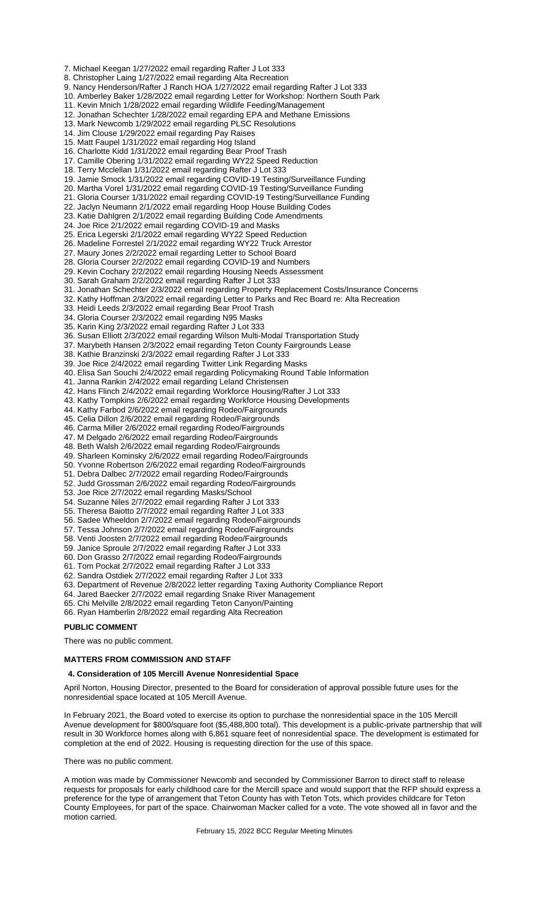7. Michael Keegan 1/27/2022 email regarding Rafter J Lot 333
8. Christopher Laing 1/27/2022 email regarding Alta Recreation
9. Nancy Henderson/Rafter J Ranch HOA 1/27/2022 email regarding Rafter J Lot 333
10. Amberley Baker 1/28/2022 email regarding Letter for Workshop: Northern South Park
11. Kevin Mnich 1/28/2022 email regarding Wildlife Feeding/Management
12. Jonathan Schechter 1/28/2022 email regarding EPA and Methane Emissions
13. Mark Newcomb 1/29/2022 email regarding PLSC Resolutions
14. Jim Clouse 1/29/2022 email regarding Pay Raises
15. Matt Faupel 1/31/2022 email regarding Hog Island
16. Charlotte Kidd 1/31/2022 email regarding Bear Proof Trash
17. Camille Obering 1/31/2022 email regarding WY22 Speed Reduction
18. Terry Mcclellan 1/31/2022 email regarding Rafter J Lot 333
19. Jamie Smock 1/31/2022 email regarding COVID-19 Testing/Surveillance Funding
20. Martha Vorel 1/31/2022 email regarding COVID-19 Testing/Surveillance Funding
21. Gloria Courser 1/31/2022 email regarding COVID-19 Testing/Surveillance Funding
22. Jaclyn Neumann 2/1/2022 email regarding Hoop House Building Codes
23. Katie Dahlgren 2/1/2022 email regarding Building Code Amendments
24. Joe Rice 2/1/2022 email regarding COVID-19 and Masks
25. Erica Legerski 2/1/2022 email regarding WY22 Speed Reduction
26. Madeline Forrestel 2/1/2022 email regarding WY22 Truck Arrestor
27. Maury Jones 2/2/2022 email regarding Letter to School Board
28. Gloria Courser 2/2/2022 email regarding COVID-19 and Numbers
29. Kevin Cochary 2/2/2022 email regarding Housing Needs Assessment
30. Sarah Graham 2/2/2022 email regarding Rafter J Lot 333
31. Jonathan Schechter 2/3/2022 email regarding Property Replacement Costs/Insurance Concerns
32. Kathy Hoffman 2/3/2022 email regarding Letter to Parks and Rec Board re: Alta Recreation
33. Heidi Leeds 2/3/2022 email regarding Bear Proof Trash
34. Gloria Courser 2/3/2022 email regarding N95 Masks
35. Karin King 2/3/2022 email regarding Rafter J Lot 333
36. Susan Elliott 2/3/2022 email regarding Wilson Multi-Modal Transportation Study
37. Marybeth Hansen 2/3/2022 email regarding Teton County Fairgrounds Lease
38. Kathie Branzinski 2/3/2022 email regarding Rafter J Lot 333
39. Joe Rice 2/4/2022 email regarding Twitter Link Regarding Masks
40. Elisa San Souchi 2/4/2022 email regarding Policymaking Round Table Information
41. Janna Rankin 2/4/2022 email regarding Leland Christensen
42. Hans Flinch 2/4/2022 email regarding Workforce Housing/Rafter J Lot 333
43. Kathy Tompkins 2/6/2022 email regarding Workforce Housing Developments
44. Kathy Farbod 2/6/2022 email regarding Rodeo/Fairgrounds
45. Celia Dillon 2/6/2022 email regarding Rodeo/Fairgrounds
46. Carma Miller 2/6/2022 email regarding Rodeo/Fairgrounds
47. M Delgado 2/6/2022 email regarding Rodeo/Fairgrounds
48. Beth Walsh 2/6/2022 email regarding Rodeo/Fairgrounds
49. Sharleen Kominsky 2/6/2022 email regarding Rodeo/Fairgrounds
50. Yvonne Robertson 2/6/2022 email regarding Rodeo/Fairgrounds
51. Debra Dalbec 2/7/2022 email regarding Rodeo/Fairgrounds
52. Judd Grossman 2/6/2022 email regarding Rodeo/Fairgrounds
53. Joe Rice 2/7/2022 email regarding Masks/School
54. Suzanne Niles 2/7/2022 email regarding Rafter J Lot 333
55. Theresa Baiotto 2/7/2022 email regarding Rafter J Lot 333
56. Sadee Wheeldon 2/7/2022 email regarding Rodeo/Fairgrounds
57. Tessa Johnson 2/7/2022 email regarding Rodeo/Fairgrounds
58. Venti Joosten 2/7/2022 email regarding Rodeo/Fairgrounds
59. Janice Sproule 2/7/2022 email regarding Rafter J Lot 333
60. Don Grasso 2/7/2022 email regarding Rodeo/Fairgrounds
61. Tom Pockat 2/7/2022 email regarding Rafter J Lot 333
62. Sandra Ostdiek 2/7/2022 email regarding Rafter J Lot 333
63. Department of Revenue 2/8/2022 letter regarding Taxing Authority Compliance Report
64. Jared Baecker 2/7/2022 email regarding Snake River Management
65. Chi Melville 2/8/2022 email regarding Teton Canyon/Painting
66. Ryan Hamberlin 2/8/2022 email regarding Alta Recreation

**PUBLIC COMMENT**

There was no public comment.

**MATTERS FROM COMMISSION AND STAFF**

**4. Consideration of 105 Mercill Avenue Nonresidential Space**

April Norton, Housing Director, presented to the Board for consideration of approval possible future uses for the nonresidential space located at 105 Mercill Avenue.

In February 2021, the Board voted to exercise its option to purchase the nonresidential space in the 105 Mercill Avenue development for $800/square foot ($5,488,800 total). This development is a public-private partnership that will result in 30 Workforce homes along with 6,861 square feet of nonresidential space. The development is estimated for completion at the end of 2022. Housing is requesting direction for the use of this space.

There was no public comment.

A motion was made by Commissioner Newcomb and seconded by Commissioner Barron to direct staff to release requests for proposals for early childhood care for the Mercill space and would support that the RFP should express a preference for the type of arrangement that Teton County has with Teton Tots, which provides childcare for Teton County Employees, for part of the space. Chairwoman Macker called for a vote. The vote showed all in favor and the motion carried.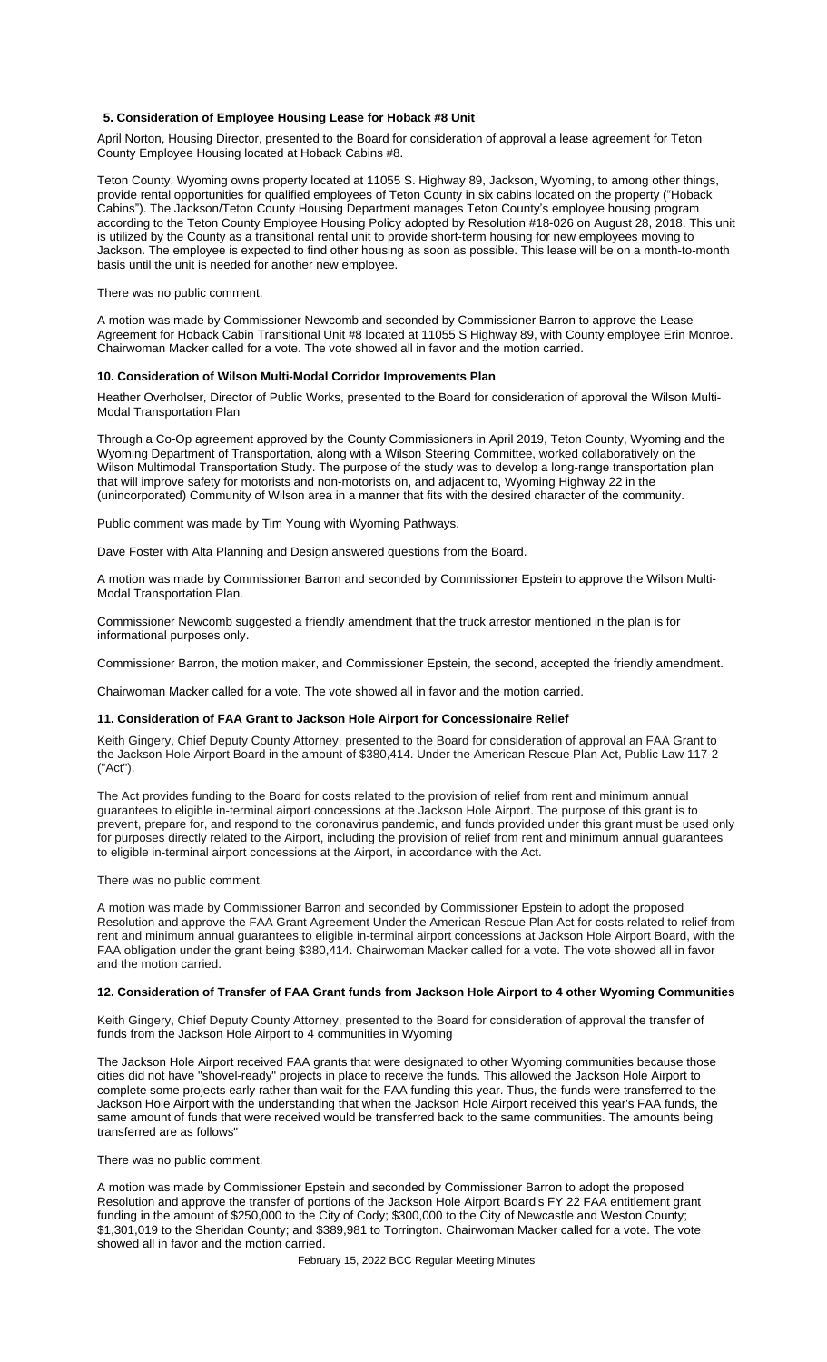### 5. Consideration of Employee Housing Lease for Hoback #8 Unit

April Norton, Housing Director, presented to the Board for consideration of approval a lease agreement for Teton County Employee Housing located at Hoback Cabins #8.

Teton County, Wyoming owns property located at 11055 S. Highway 89, Jackson, Wyoming, to among other things, provide rental opportunities for qualified employees of Teton County in six cabins located on the property ("Hoback Cabins"). The Jackson/Teton County Housing Department manages Teton County's employee housing program according to the Teton County Employee Housing Policy adopted by Resolution #18-026 on August 28, 2018. This unit is utilized by the County as a transitional rental unit to provide short-term housing for new employees moving to Jackson. The employee is expected to find other housing as soon as possible. This lease will be on a month-to-month basis until the unit is needed for another new employee.

There was no public comment.

A motion was made by Commissioner Newcomb and seconded by Commissioner Barron to approve the Lease Agreement for Hoback Cabin Transitional Unit #8 located at 11055 S Highway 89, with County employee Erin Monroe. Chairwoman Macker called for a vote. The vote showed all in favor and the motion carried.

### 10. Consideration of Wilson Multi-Modal Corridor Improvements Plan

Heather Overholser, Director of Public Works, presented to the Board for consideration of approval the Wilson Multi-Modal Transportation Plan

Through a Co-Op agreement approved by the County Commissioners in April 2019, Teton County, Wyoming and the Wyoming Department of Transportation, along with a Wilson Steering Committee, worked collaboratively on the Wilson Multimodal Transportation Study. The purpose of the study was to develop a long-range transportation plan that will improve safety for motorists and non-motorists on, and adjacent to, Wyoming Highway 22 in the (unincorporated) Community of Wilson area in a manner that fits with the desired character of the community.

Public comment was made by Tim Young with Wyoming Pathways.

Dave Foster with Alta Planning and Design answered questions from the Board.

A motion was made by Commissioner Barron and seconded by Commissioner Epstein to approve the Wilson Multi-Modal Transportation Plan.

Commissioner Newcomb suggested a friendly amendment that the truck arrestor mentioned in the plan is for informational purposes only.

Commissioner Barron, the motion maker, and Commissioner Epstein, the second, accepted the friendly amendment.

Chairwoman Macker called for a vote. The vote showed all in favor and the motion carried.

### 11. Consideration of FAA Grant to Jackson Hole Airport for Concessionaire Relief

Keith Gingery, Chief Deputy County Attorney, presented to the Board for consideration of approval an FAA Grant to the Jackson Hole Airport Board in the amount of $380,414. Under the American Rescue Plan Act, Public Law 117-2 ("Act").

The Act provides funding to the Board for costs related to the provision of relief from rent and minimum annual guarantees to eligible in-terminal airport concessions at the Jackson Hole Airport. The purpose of this grant is to prevent, prepare for, and respond to the coronavirus pandemic, and funds provided under this grant must be used only for purposes directly related to the Airport, including the provision of relief from rent and minimum annual guarantees to eligible in-terminal airport concessions at the Airport, in accordance with the Act.

There was no public comment.

A motion was made by Commissioner Barron and seconded by Commissioner Epstein to adopt the proposed Resolution and approve the FAA Grant Agreement Under the American Rescue Plan Act for costs related to relief from rent and minimum annual guarantees to eligible in-terminal airport concessions at Jackson Hole Airport Board, with the FAA obligation under the grant being $380,414. Chairwoman Macker called for a vote. The vote showed all in favor and the motion carried.

### 12. Consideration of Transfer of FAA Grant funds from Jackson Hole Airport to 4 other Wyoming Communities

Keith Gingery, Chief Deputy County Attorney, presented to the Board for consideration of approval the transfer of funds from the Jackson Hole Airport to 4 communities in Wyoming

The Jackson Hole Airport received FAA grants that were designated to other Wyoming communities because those cities did not have "shovel-ready" projects in place to receive the funds. This allowed the Jackson Hole Airport to complete some projects early rather than wait for the FAA funding this year. Thus, the funds were transferred to the Jackson Hole Airport with the understanding that when the Jackson Hole Airport received this year's FAA funds, the same amount of funds that were received would be transferred back to the same communities. The amounts being transferred are as follows"

There was no public comment.

A motion was made by Commissioner Epstein and seconded by Commissioner Barron to adopt the proposed Resolution and approve the transfer of portions of the Jackson Hole Airport Board's FY 22 FAA entitlement grant funding in the amount of $250,000 to the City of Cody; $300,000 to the City of Newcastle and Weston County; $1,301,019 to the Sheridan County; and $389,981 to Torrington. Chairwoman Macker called for a vote. The vote showed all in favor and the motion carried.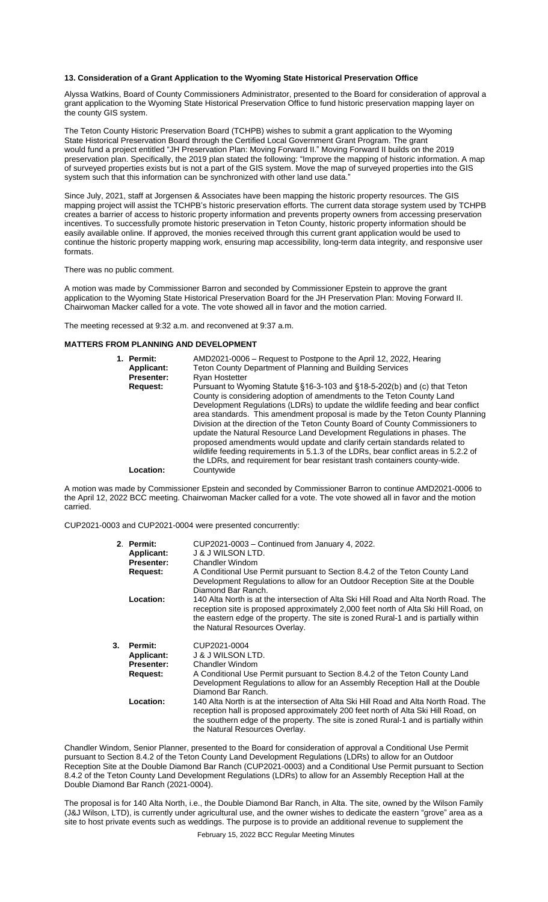**13. Consideration of a Grant Application to the Wyoming State Historical Preservation Office**

Alyssa Watkins, Board of County Commissioners Administrator, presented to the Board for consideration of approval a grant application to the Wyoming State Historical Preservation Office to fund historic preservation mapping layer on the county GIS system.

The Teton County Historic Preservation Board (TCHPB) wishes to submit a grant application to the Wyoming State Historical Preservation Board through the Certified Local Government Grant Program. The grant would fund a project entitled "JH Preservation Plan: Moving Forward II." Moving Forward II builds on the 2019 preservation plan. Specifically, the 2019 plan stated the following: "Improve the mapping of historic information. A map of surveyed properties exists but is not a part of the GIS system. Move the map of surveyed properties into the GIS system such that this information can be synchronized with other land use data."

Since July, 2021, staff at Jorgensen & Associates have been mapping the historic property resources. The GIS mapping project will assist the TCHPB's historic preservation efforts. The current data storage system used by TCHPB creates a barrier of access to historic property information and prevents property owners from accessing preservation incentives. To successfully promote historic preservation in Teton County, historic property information should be easily available online. If approved, the monies received through this current grant application would be used to continue the historic property mapping work, ensuring map accessibility, long-term data integrity, and responsive user formats.

There was no public comment.

A motion was made by Commissioner Barron and seconded by Commissioner Epstein to approve the grant application to the Wyoming State Historical Preservation Board for the JH Preservation Plan: Moving Forward II. Chairwoman Macker called for a vote. The vote showed all in favor and the motion carried.

The meeting recessed at 9:32 a.m. and reconvened at 9:37 a.m.

**MATTERS FROM PLANNING AND DEVELOPMENT**

1. **Permit:** AMD2021-0006 – Request to Postpone to the April 12, 2022, Hearing
   **Applicant:** Teton County Department of Planning and Building Services
   **Presenter:** Ryan Hostetter
   **Request:** Pursuant to Wyoming Statute §16-3-103 and §18-5-202(b) and (c) that Teton County is considering adoption of amendments to the Teton County Land Development Regulations (LDRs) to update the wildlife feeding and bear conflict area standards. This amendment proposal is made by the Teton County Planning Division at the direction of the Teton County Board of County Commissioners to update the Natural Resource Land Development Regulations in phases. The proposed amendments would update and clarify certain standards related to wildlife feeding requirements in 5.1.3 of the LDRs, bear conflict areas in 5.2.2 of the LDRs, and requirement for bear resistant trash containers county-wide.
   **Location:** Countywide

A motion was made by Commissioner Epstein and seconded by Commissioner Barron to continue AMD2021-0006 to the April 12, 2022 BCC meeting. Chairwoman Macker called for a vote. The vote showed all in favor and the motion carried.

CUP2021-0003 and CUP2021-0004 were presented concurrently:

2. **Permit:** CUP2021-0003 – Continued from January 4, 2022.
   **Applicant:** J & J WILSON LTD.
   **Presenter:** Chandler Windom
   **Request:** A Conditional Use Permit pursuant to Section 8.4.2 of the Teton County Land Development Regulations to allow for an Outdoor Reception Site at the Double Diamond Bar Ranch.
   **Location:** 140 Alta North is at the intersection of Alta Ski Hill Road and Alta North Road. The reception site is proposed approximately 2,000 feet north of Alta Ski Hill Road, on the eastern edge of the property. The site is zoned Rural-1 and is partially within the Natural Resources Overlay.

3. **Permit:** CUP2021-0004
   **Applicant:** J & J WILSON LTD.
   **Presenter:** Chandler Windom
   **Request:** A Conditional Use Permit pursuant to Section 8.4.2 of the Teton County Land Development Regulations to allow for an Assembly Reception Hall at the Double Diamond Bar Ranch.
   **Location:** 140 Alta North is at the intersection of Alta Ski Hill Road and Alta North Road. The reception hall is proposed approximately 200 feet north of Alta Ski Hill Road, on the southern edge of the property. The site is zoned Rural-1 and is partially within the Natural Resources Overlay.

Chandler Windom, Senior Planner, presented to the Board for consideration of approval a Conditional Use Permit pursuant to Section 8.4.2 of the Teton County Land Development Regulations (LDRs) to allow for an Outdoor Reception Site at the Double Diamond Bar Ranch (CUP2021-0003) and a Conditional Use Permit pursuant to Section 8.4.2 of the Teton County Land Development Regulations (LDRs) to allow for an Assembly Reception Hall at the Double Diamond Bar Ranch (2021-0004).

The proposal is for 140 Alta North, i.e., the Double Diamond Bar Ranch, in Alta. The site, owned by the Wilson Family (J&J Wilson, LTD), is currently under agricultural use, and the owner wishes to dedicate the eastern "grove" area as a site to host private events such as weddings. The purpose is to provide an additional revenue to supplement the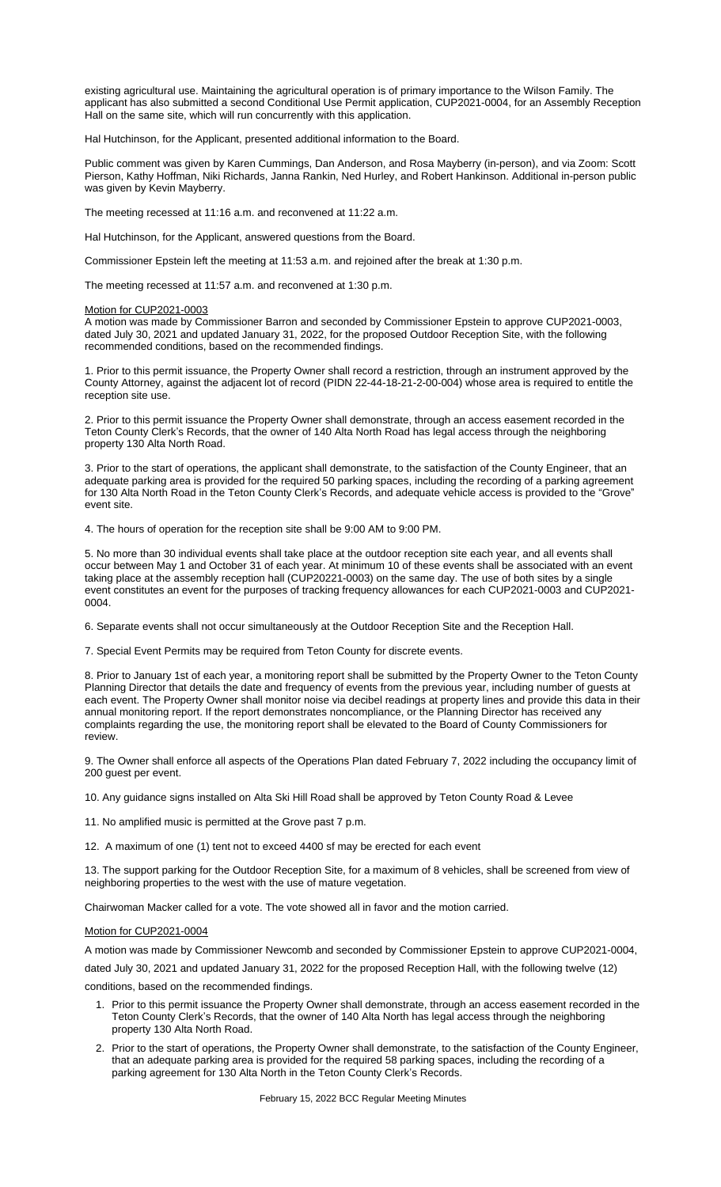existing agricultural use. Maintaining the agricultural operation is of primary importance to the Wilson Family. The applicant has also submitted a second Conditional Use Permit application, CUP2021-0004, for an Assembly Reception Hall on the same site, which will run concurrently with this application.

Hal Hutchinson, for the Applicant, presented additional information to the Board.

Public comment was given by Karen Cummings, Dan Anderson, and Rosa Mayberry (in-person), and via Zoom: Scott Pierson, Kathy Hoffman, Niki Richards, Janna Rankin, Ned Hurley, and Robert Hankinson. Additional in-person public was given by Kevin Mayberry.

The meeting recessed at 11:16 a.m. and reconvened at 11:22 a.m.

Hal Hutchinson, for the Applicant, answered questions from the Board.

Commissioner Epstein left the meeting at 11:53 a.m. and rejoined after the break at 1:30 p.m.

The meeting recessed at 11:57 a.m. and reconvened at 1:30 p.m.

Motion for CUP2021-0003

A motion was made by Commissioner Barron and seconded by Commissioner Epstein to approve CUP2021-0003, dated July 30, 2021 and updated January 31, 2022, for the proposed Outdoor Reception Site, with the following recommended conditions, based on the recommended findings.

1. Prior to this permit issuance, the Property Owner shall record a restriction, through an instrument approved by the County Attorney, against the adjacent lot of record (PIDN 22-44-18-21-2-00-004) whose area is required to entitle the reception site use.

2. Prior to this permit issuance the Property Owner shall demonstrate, through an access easement recorded in the Teton County Clerk's Records, that the owner of 140 Alta North Road has legal access through the neighboring property 130 Alta North Road.

3. Prior to the start of operations, the applicant shall demonstrate, to the satisfaction of the County Engineer, that an adequate parking area is provided for the required 50 parking spaces, including the recording of a parking agreement for 130 Alta North Road in the Teton County Clerk's Records, and adequate vehicle access is provided to the "Grove" event site.

4. The hours of operation for the reception site shall be 9:00 AM to 9:00 PM.

5. No more than 30 individual events shall take place at the outdoor reception site each year, and all events shall occur between May 1 and October 31 of each year. At minimum 10 of these events shall be associated with an event taking place at the assembly reception hall (CUP20221-0003) on the same day. The use of both sites by a single event constitutes an event for the purposes of tracking frequency allowances for each CUP2021-0003 and CUP2021-0004.

6. Separate events shall not occur simultaneously at the Outdoor Reception Site and the Reception Hall.

7. Special Event Permits may be required from Teton County for discrete events.

8. Prior to January 1st of each year, a monitoring report shall be submitted by the Property Owner to the Teton County Planning Director that details the date and frequency of events from the previous year, including number of guests at each event. The Property Owner shall monitor noise via decibel readings at property lines and provide this data in their annual monitoring report. If the report demonstrates noncompliance, or the Planning Director has received any complaints regarding the use, the monitoring report shall be elevated to the Board of County Commissioners for review.

9. The Owner shall enforce all aspects of the Operations Plan dated February 7, 2022 including the occupancy limit of 200 guest per event.

10. Any guidance signs installed on Alta Ski Hill Road shall be approved by Teton County Road & Levee

11. No amplified music is permitted at the Grove past 7 p.m.

12. A maximum of one (1) tent not to exceed 4400 sf may be erected for each event

13. The support parking for the Outdoor Reception Site, for a maximum of 8 vehicles, shall be screened from view of neighboring properties to the west with the use of mature vegetation.

Chairwoman Macker called for a vote. The vote showed all in favor and the motion carried.

Motion for CUP2021-0004

A motion was made by Commissioner Newcomb and seconded by Commissioner Epstein to approve CUP2021-0004, dated July 30, 2021 and updated January 31, 2022 for the proposed Reception Hall, with the following twelve (12) conditions, based on the recommended findings.

1. Prior to this permit issuance the Property Owner shall demonstrate, through an access easement recorded in the Teton County Clerk's Records, that the owner of 140 Alta North has legal access through the neighboring property 130 Alta North Road.
2. Prior to the start of operations, the Property Owner shall demonstrate, to the satisfaction of the County Engineer, that an adequate parking area is provided for the required 58 parking spaces, including the recording of a parking agreement for 130 Alta North in the Teton County Clerk's Records.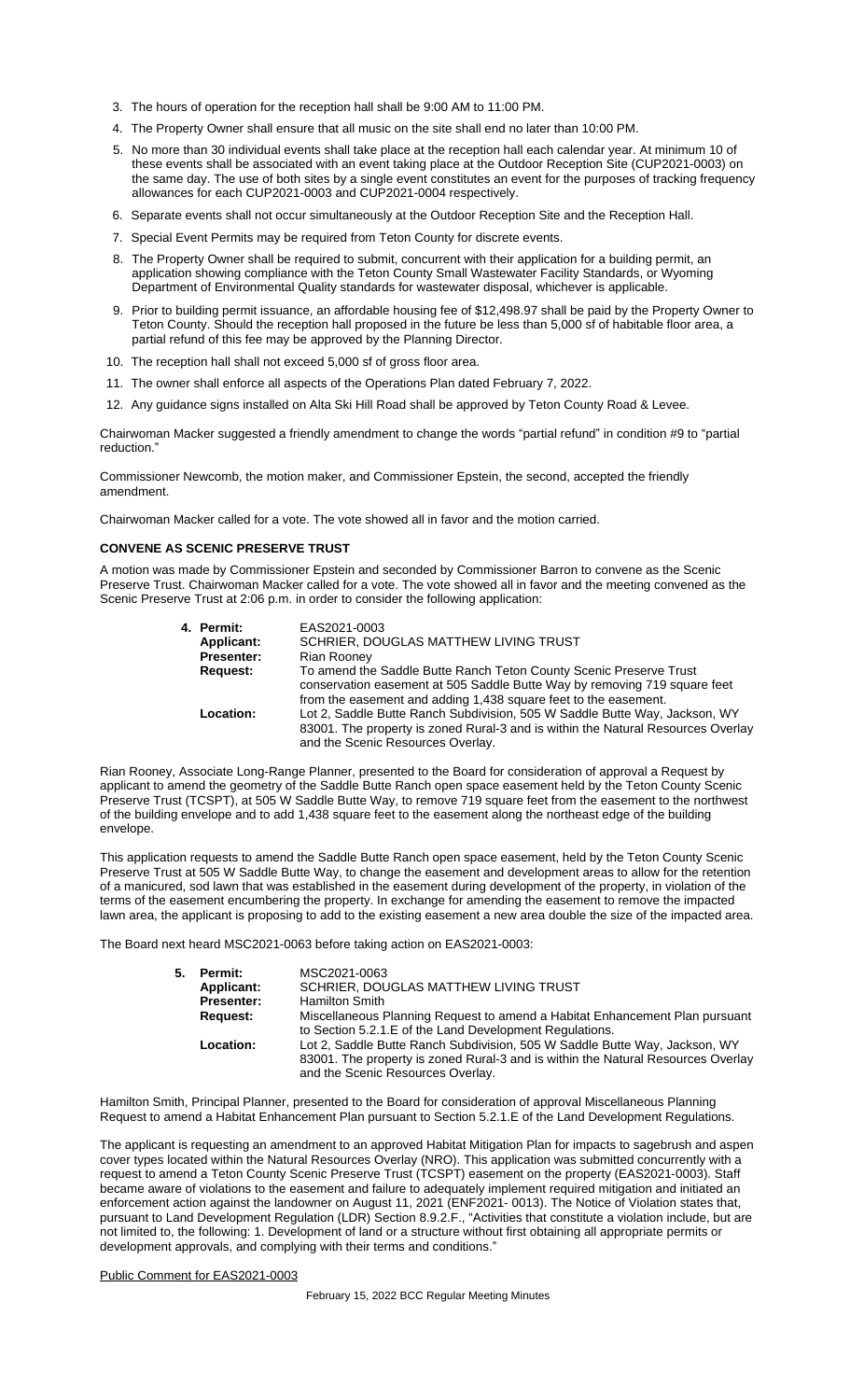3. The hours of operation for the reception hall shall be 9:00 AM to 11:00 PM.
4. The Property Owner shall ensure that all music on the site shall end no later than 10:00 PM.
5. No more than 30 individual events shall take place at the reception hall each calendar year. At minimum 10 of these events shall be associated with an event taking place at the Outdoor Reception Site (CUP2021-0003) on the same day. The use of both sites by a single event constitutes an event for the purposes of tracking frequency allowances for each CUP2021-0003 and CUP2021-0004 respectively.
6. Separate events shall not occur simultaneously at the Outdoor Reception Site and the Reception Hall.
7. Special Event Permits may be required from Teton County for discrete events.
8. The Property Owner shall be required to submit, concurrent with their application for a building permit, an application showing compliance with the Teton County Small Wastewater Facility Standards, or Wyoming Department of Environmental Quality standards for wastewater disposal, whichever is applicable.
9. Prior to building permit issuance, an affordable housing fee of $12,498.97 shall be paid by the Property Owner to Teton County. Should the reception hall proposed in the future be less than 5,000 sf of habitable floor area, a partial refund of this fee may be approved by the Planning Director.
10. The reception hall shall not exceed 5,000 sf of gross floor area.
11. The owner shall enforce all aspects of the Operations Plan dated February 7, 2022.
12. Any guidance signs installed on Alta Ski Hill Road shall be approved by Teton County Road & Levee.

Chairwoman Macker suggested a friendly amendment to change the words "partial refund" in condition #9 to "partial reduction."

Commissioner Newcomb, the motion maker, and Commissioner Epstein, the second, accepted the friendly amendment.

Chairwoman Macker called for a vote. The vote showed all in favor and the motion carried.

**CONVENE AS SCENIC PRESERVE TRUST**

A motion was made by Commissioner Epstein and seconded by Commissioner Barron to convene as the Scenic Preserve Trust. Chairwoman Macker called for a vote. The vote showed all in favor and the meeting convened as the Scenic Preserve Trust at 2:06 p.m. in order to consider the following application:

4. **Permit:** EAS2021-0003
   **Applicant:** SCHRIER, DOUGLAS MATTHEW LIVING TRUST
   **Presenter:** Rian Rooney
   **Request:** To amend the Saddle Butte Ranch Teton County Scenic Preserve Trust conservation easement at 505 Saddle Butte Way by removing 719 square feet from the easement and adding 1,438 square feet to the easement.
   **Location:** Lot 2, Saddle Butte Ranch Subdivision, 505 W Saddle Butte Way, Jackson, WY 83001. The property is zoned Rural-3 and is within the Natural Resources Overlay and the Scenic Resources Overlay.

Rian Rooney, Associate Long-Range Planner, presented to the Board for consideration of approval a Request by applicant to amend the geometry of the Saddle Butte Ranch open space easement held by the Teton County Scenic Preserve Trust (TCSPT), at 505 W Saddle Butte Way, to remove 719 square feet from the easement to the northwest of the building envelope and to add 1,438 square feet to the easement along the northeast edge of the building envelope.

This application requests to amend the Saddle Butte Ranch open space easement, held by the Teton County Scenic Preserve Trust at 505 W Saddle Butte Way, to change the easement and development areas to allow for the retention of a manicured, sod lawn that was established in the easement during development of the property, in violation of the terms of the easement encumbering the property. In exchange for amending the easement to remove the impacted lawn area, the applicant is proposing to add to the existing easement a new area double the size of the impacted area.

The Board next heard MSC2021-0063 before taking action on EAS2021-0003:

5. **Permit:** MSC2021-0063
   **Applicant:** SCHRIER, DOUGLAS MATTHEW LIVING TRUST
   **Presenter:** Hamilton Smith
   **Request:** Miscellaneous Planning Request to amend a Habitat Enhancement Plan pursuant to Section 5.2.1.E of the Land Development Regulations.
   **Location:** Lot 2, Saddle Butte Ranch Subdivision, 505 W Saddle Butte Way, Jackson, WY 83001. The property is zoned Rural-3 and is within the Natural Resources Overlay and the Scenic Resources Overlay.

Hamilton Smith, Principal Planner, presented to the Board for consideration of approval Miscellaneous Planning Request to amend a Habitat Enhancement Plan pursuant to Section 5.2.1.E of the Land Development Regulations.

The applicant is requesting an amendment to an approved Habitat Mitigation Plan for impacts to sagebrush and aspen cover types located within the Natural Resources Overlay (NRO). This application was submitted concurrently with a request to amend a Teton County Scenic Preserve Trust (TCSPT) easement on the property (EAS2021-0003). Staff became aware of violations to the easement and failure to adequately implement required mitigation and initiated an enforcement action against the landowner on August 11, 2021 (ENF2021- 0013). The Notice of Violation states that, pursuant to Land Development Regulation (LDR) Section 8.9.2.F., "Activities that constitute a violation include, but are not limited to, the following: 1. Development of land or a structure without first obtaining all appropriate permits or development approvals, and complying with their terms and conditions."

<u>Public Comment for EAS2021-0003</u>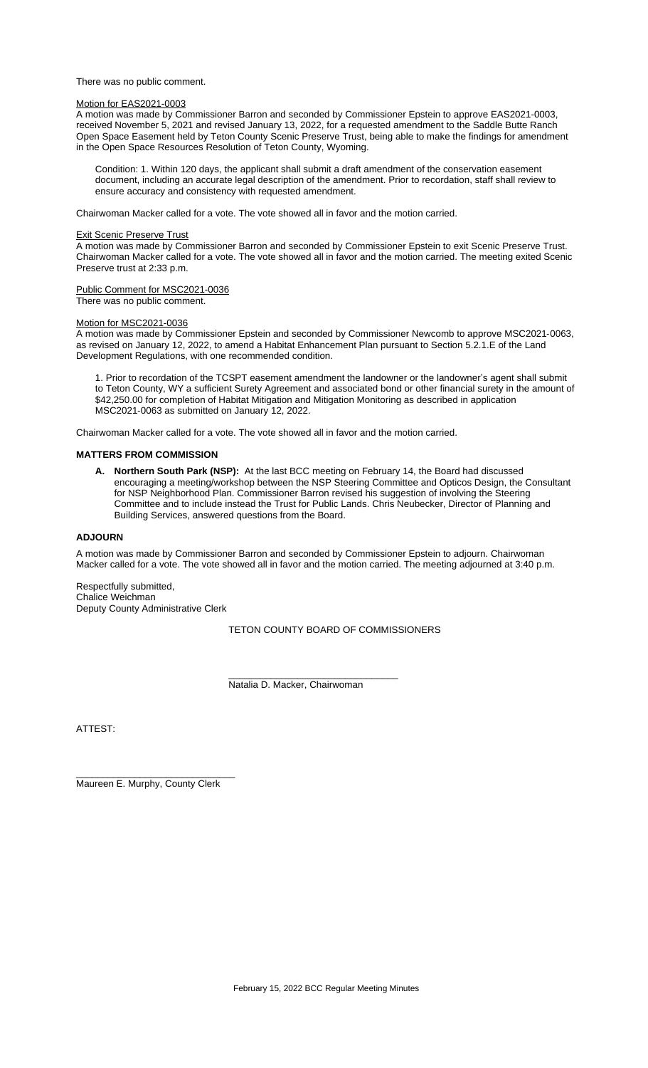There was no public comment.

Motion for EAS2021-0003

A motion was made by Commissioner Barron and seconded by Commissioner Epstein to approve EAS2021-0003, received November 5, 2021 and revised January 13, 2022, for a requested amendment to the Saddle Butte Ranch Open Space Easement held by Teton County Scenic Preserve Trust, being able to make the findings for amendment in the Open Space Resources Resolution of Teton County, Wyoming.

Condition: 1. Within 120 days, the applicant shall submit a draft amendment of the conservation easement document, including an accurate legal description of the amendment. Prior to recordation, staff shall review to ensure accuracy and consistency with requested amendment.

Chairwoman Macker called for a vote. The vote showed all in favor and the motion carried.

Exit Scenic Preserve Trust

A motion was made by Commissioner Barron and seconded by Commissioner Epstein to exit Scenic Preserve Trust. Chairwoman Macker called for a vote. The vote showed all in favor and the motion carried. The meeting exited Scenic Preserve trust at 2:33 p.m.

Public Comment for MSC2021-0036

There was no public comment.

Motion for MSC2021-0036

A motion was made by Commissioner Epstein and seconded by Commissioner Newcomb to approve MSC2021-0063, as revised on January 12, 2022, to amend a Habitat Enhancement Plan pursuant to Section 5.2.1.E of the Land Development Regulations, with one recommended condition.

1. Prior to recordation of the TCSPT easement amendment the landowner or the landowner's agent shall submit to Teton County, WY a sufficient Surety Agreement and associated bond or other financial surety in the amount of $42,250.00 for completion of Habitat Mitigation and Mitigation Monitoring as described in application MSC2021-0063 as submitted on January 12, 2022.

Chairwoman Macker called for a vote. The vote showed all in favor and the motion carried.

**MATTERS FROM COMMISSION**

**A. Northern South Park (NSP):** At the last BCC meeting on February 14, the Board had discussed encouraging a meeting/workshop between the NSP Steering Committee and Opticos Design, the Consultant for NSP Neighborhood Plan. Commissioner Barron revised his suggestion of involving the Steering Committee and to include instead the Trust for Public Lands. Chris Neubecker, Director of Planning and Building Services, answered questions from the Board.

**ADJOURN**

A motion was made by Commissioner Barron and seconded by Commissioner Epstein to adjourn. Chairwoman Macker called for a vote. The vote showed all in favor and the motion carried. The meeting adjourned at 3:40 p.m.

Respectfully submitted,
Chalice Weichman
Deputy County Administrative Clerk

TETON COUNTY BOARD OF COMMISSIONERS

\_\_\_\_\_\_\_\_\_\_\_\_\_\_\_\_\_\_\_\_\_\_\_\_\_\_\_\_\_\_\_\_
Natalia D. Macker, Chairwoman

ATTEST:

\_\_\_\_\_\_\_\_\_\_\_\_\_\_\_\_\_\_\_\_\_\_\_\_\_\_\_\_\_\_
Maureen E. Murphy, County Clerk